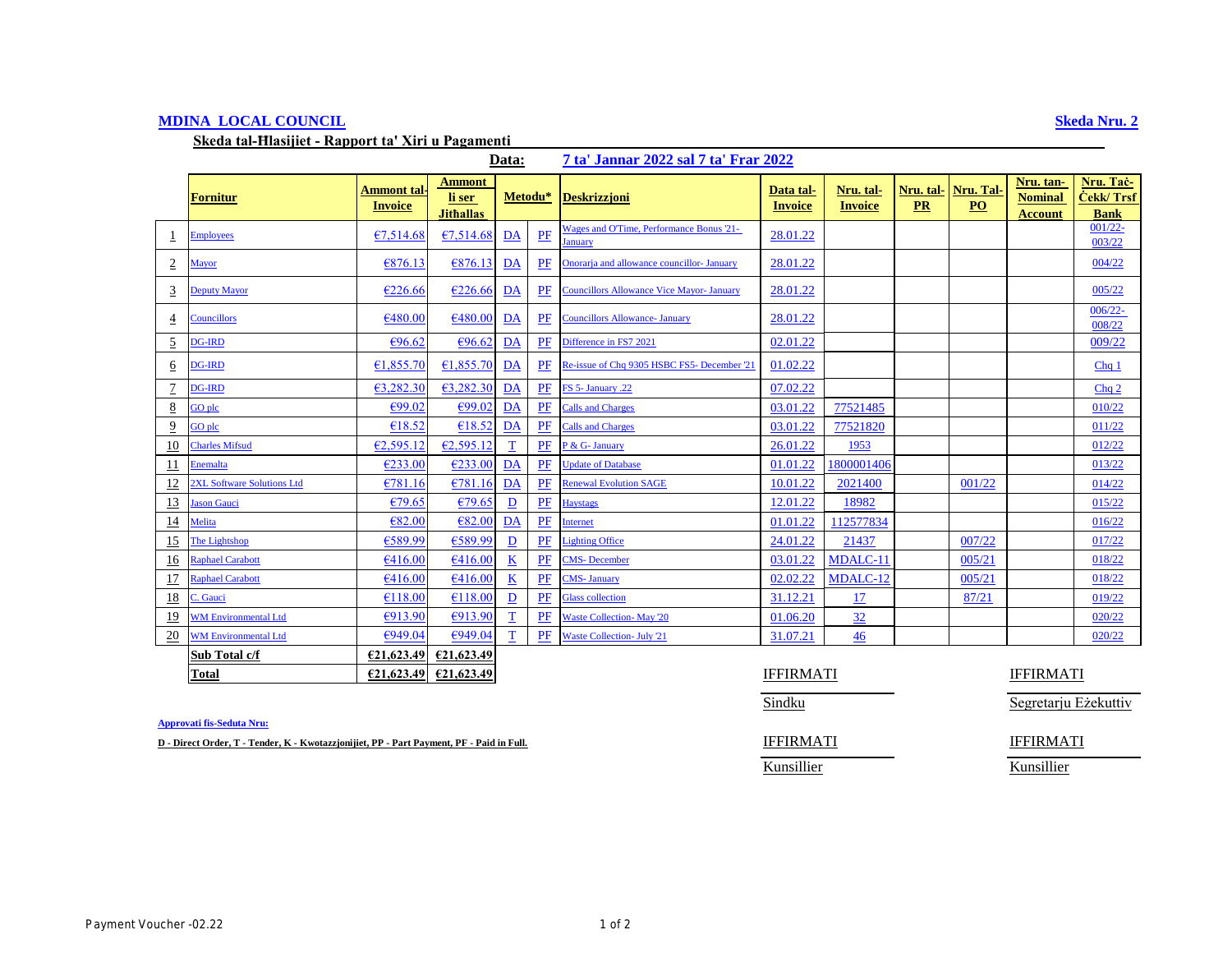**MDINA LOCAL COUNCIL** — **Skeda Nru. 2**

**Skeda tal-Ħlasijiet - Rapport ta' Xiri u Pagamenti**

**Data:** **7 ta' Jannar 2022 sal 7 ta' Frar 2022**

| | Fornitur | Ammont tal-Invoice | Ammont li ser Jitħallas | Metodu* | | Deskrizzjoni | Data tal-Invoice | Nru. tal-Invoice | Nru. tal-PR | Nru. Tal-PO | Nru. tan-Nominal Account | Nru. Taċ-Ċekk/ Trsf Bank |
|---|---|---|---|---|---|---|---|---|---|---|---|---|
| 1 | Employees | €7,514.68 | €7,514.68 | DA | PF | Wages and O'Time, Performance Bonus '21- January | 28.01.22 | | | | | 001/22-003/22 |
| 2 | Mayor | €876.13 | €876.13 | DA | PF | Onorarja and allowance councillor- January | 28.01.22 | | | | | 004/22 |
| 3 | Deputy Mayor | €226.66 | €226.66 | DA | PF | Councillors Allowance Vice Mayor- January | 28.01.22 | | | | | 005/22 |
| 4 | Councillors | €480.00 | €480.00 | DA | PF | Councillors Allowance- January | 28.01.22 | | | | | 006/22-008/22 |
| 5 | DG-IRD | €96.62 | €96.62 | DA | PF | Difference in FS7 2021 | 02.01.22 | | | | | 009/22 |
| 6 | DG-IRD | €1,855.70 | €1,855.70 | DA | PF | Re-issue of Chq 9305 HSBC FS5- December '21 | 01.02.22 | | | | | Chq 1 |
| 7 | DG-IRD | €3,282.30 | €3,282.30 | DA | PF | FS 5- January .22 | 07.02.22 | | | | | Chq 2 |
| 8 | GO plc | €99.02 | €99.02 | DA | PF | Calls and Charges | 03.01.22 | 77521485 | | | | 010/22 |
| 9 | GO plc | €18.52 | €18.52 | DA | PF | Calls and Charges | 03.01.22 | 77521820 | | | | 011/22 |
| 10 | Charles Mifsud | €2,595.12 | €2,595.12 | T | PF | P & G- January | 26.01.22 | 1953 | | | | 012/22 |
| 11 | Enemalta | €233.00 | €233.00 | DA | PF | Update of Database | 01.01.22 | 1800001406 | | | | 013/22 |
| 12 | 2XL Software Solutions Ltd | €781.16 | €781.16 | DA | PF | Renewal Evolution SAGE | 10.01.22 | 2021400 | | 001/22 | | 014/22 |
| 13 | Jason Gauci | €79.65 | €79.65 | D | PF | Haystags | 12.01.22 | 18982 | | | | 015/22 |
| 14 | Melita | €82.00 | €82.00 | DA | PF | Internet | 01.01.22 | 112577834 | | | | 016/22 |
| 15 | The Lightshop | €589.99 | €589.99 | D | PF | Lighting Office | 24.01.22 | 21437 | | 007/22 | | 017/22 |
| 16 | Raphael Carabott | €416.00 | €416.00 | K | PF | CMS- December | 03.01.22 | MDALC-11 | | 005/21 | | 018/22 |
| 17 | Raphael Carabott | €416.00 | €416.00 | K | PF | CMS- January | 02.02.22 | MDALC-12 | | 005/21 | | 018/22 |
| 18 | C. Gauci | €118.00 | €118.00 | D | PF | Glass collection | 31.12.21 | 17 | | 87/21 | | 019/22 |
| 19 | WM Environmental Ltd | €913.90 | €913.90 | T | PF | Waste Collection- May '20 | 01.06.20 | 32 | | | | 020/22 |
| 20 | WM Environmental Ltd | €949.04 | €949.04 | T | PF | Waste Collection- July '21 | 31.07.21 | 46 | | | | 020/22 |
| | **Sub Total c/f** | **€21,623.49** | **€21,623.49** | | | | | | | | | |
| | **Total** | **€21,623.49** | **€21,623.49** | | | | | | | | | |

IFFIRMATI ____________ Sindku

IFFIRMATI ____________ Segretarju Eżekuttiv

IFFIRMATI ____________ Kunsillier

IFFIRMATI ____________ Kunsillier

**Approvati fis-Seduta Nru:**

**D - Direct Order, T - Tender, K - Kwotazzjonijiet, PP - Part Payment, PF - Paid in Full.**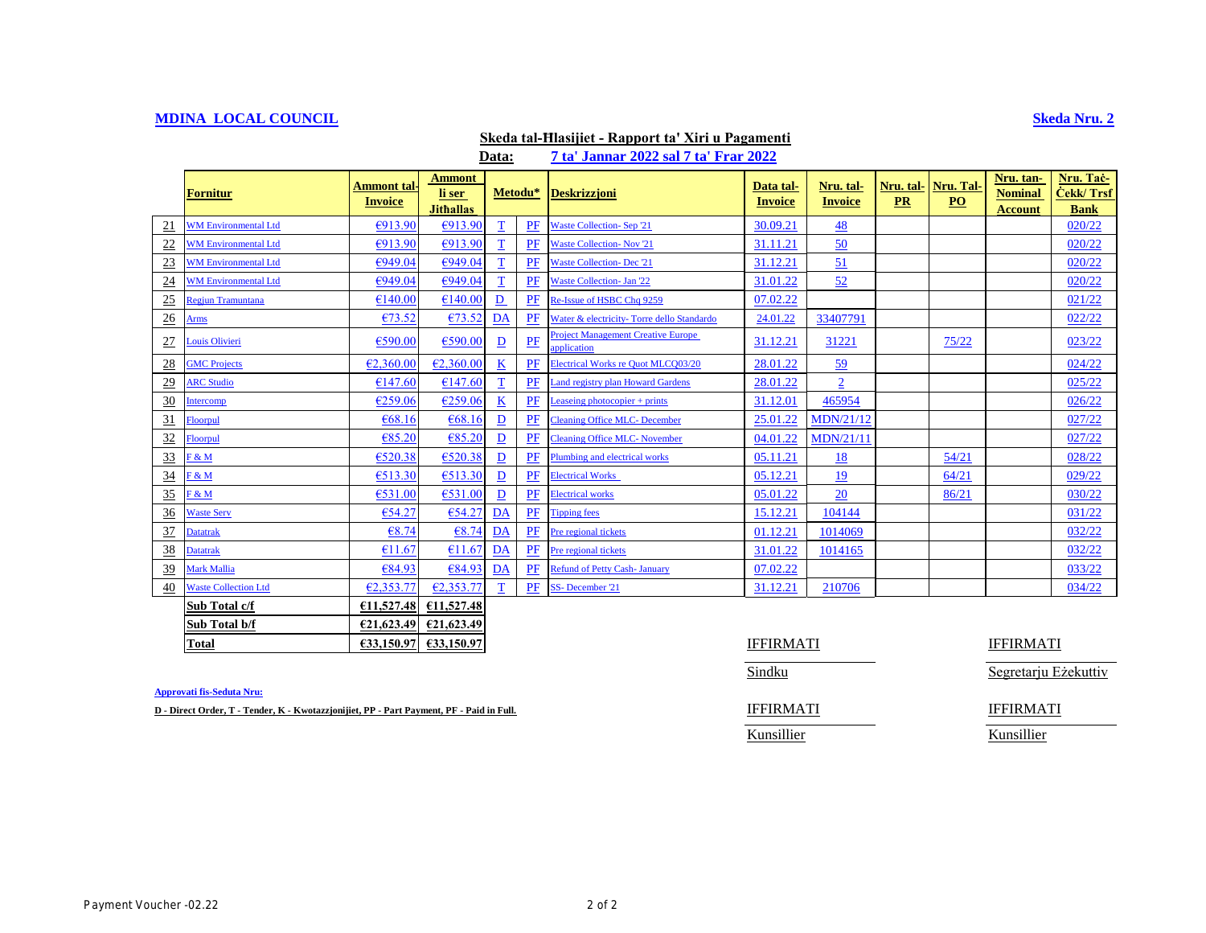**MDINA LOCAL COUNCIL** **Skeda Nru. 2**

**Skeda tal-Ħlasijiet - Rapport ta' Xiri u Pagamenti**

**Data: 7 ta' Jannar 2022 sal 7 ta' Frar 2022**

| | Fornitur | Ammont tal-Invoice | Ammont li ser Jitħallas | Metodu* | | Deskrizzjoni | Data tal-Invoice | Nru. tal-Invoice | Nru. tal-PR | Nru. Tal-PO | Nru. tan-Nominal Account | Nru. Taċ-Ċekk/ Trsf Bank |
|---|---|---|---|---|---|---|---|---|---|---|---|---|
| 21 | WM Environmental Ltd | €913.90 | €913.90 | T | PF | Waste Collection- Sep '21 | 30.09.21 | 48 | | | | 020/22 |
| 22 | WM Environmental Ltd | €913.90 | €913.90 | T | PF | Waste Collection- Nov '21 | 31.11.21 | 50 | | | | 020/22 |
| 23 | WM Environmental Ltd | €949.04 | €949.04 | T | PF | Waste Collection- Dec '21 | 31.12.21 | 51 | | | | 020/22 |
| 24 | WM Environmental Ltd | €949.04 | €949.04 | T | PF | Waste Collection- Jan '22 | 31.01.22 | 52 | | | | 020/22 |
| 25 | Reġjun Tramuntana | €140.00 | €140.00 | D | PF | Re-Issue of HSBC Chq 9259 | 07.02.22 | | | | | 021/22 |
| 26 | Arms | €73.52 | €73.52 | DA | PF | Water & electricity- Torre dello Standardo | 24.01.22 | 33407791 | | | | 022/22 |
| 27 | Louis Olivieri | €590.00 | €590.00 | D | PF | Project Management Creative Europe application | 31.12.21 | 31221 | | 75/22 | | 023/22 |
| 28 | GMC Projects | €2,360.00 | €2,360.00 | K | PF | Electrical Works re Quot MLCQ03/20 | 28.01.22 | 59 | | | | 024/22 |
| 29 | ARC Studio | €147.60 | €147.60 | T | PF | Land registry plan Howard Gardens | 28.01.22 | 2 | | | | 025/22 |
| 30 | Intercomp | €259.06 | €259.06 | K | PF | Leaseing photocopier + prints | 31.12.01 | 465954 | | | | 026/22 |
| 31 | Floorpul | €68.16 | €68.16 | D | PF | Cleaning Office MLC- December | 25.01.22 | MDN/21/12 | | | | 027/22 |
| 32 | Floorpul | €85.20 | €85.20 | D | PF | Cleaning Office MLC- November | 04.01.22 | MDN/21/11 | | | | 027/22 |
| 33 | F & M | €520.38 | €520.38 | D | PF | Plumbing and electrical works | 05.11.21 | 18 | | 54/21 | | 028/22 |
| 34 | F & M | €513.30 | €513.30 | D | PF | Electrical Works | 05.12.21 | 19 | | 64/21 | | 029/22 |
| 35 | F & M | €531.00 | €531.00 | D | PF | Electrical works | 05.01.22 | 20 | | 86/21 | | 030/22 |
| 36 | Waste Serv | €54.27 | €54.27 | DA | PF | Tipping fees | 15.12.21 | 104144 | | | | 031/22 |
| 37 | Datatrak | €8.74 | €8.74 | DA | PF | Pre regional tickets | 01.12.21 | 1014069 | | | | 032/22 |
| 38 | Datatrak | €11.67 | €11.67 | DA | PF | Pre regional tickets | 31.01.22 | 1014165 | | | | 032/22 |
| 39 | Mark Mallia | €84.93 | €84.93 | DA | PF | Refund of Petty Cash- January | 07.02.22 | | | | | 033/22 |
| 40 | Waste Collection Ltd | €2,353.77 | €2,353.77 | T | PF | SS- December '21 | 31.12.21 | 210706 | | | | 034/22 |
| | **Sub Total c/f** | **€11,527.48** | **€11,527.48** | | | | | | | | | |
| | **Sub Total b/f** | **€21,623.49** | **€21,623.49** | | | | | | | | | |
| | **Total** | **€33,150.97** | **€33,150.97** | | | | | | | | | |

IFFIRMATI — Sindku

IFFIRMATI — Segretarju Eżekuttiv

IFFIRMATI — Kunsillier

IFFIRMATI — Kunsillier

**Approvati fis-Seduta Nru:**

**D - Direct Order, T - Tender, K - Kwotazzjonijiet, PP - Part Payment, PF - Paid in Full.**